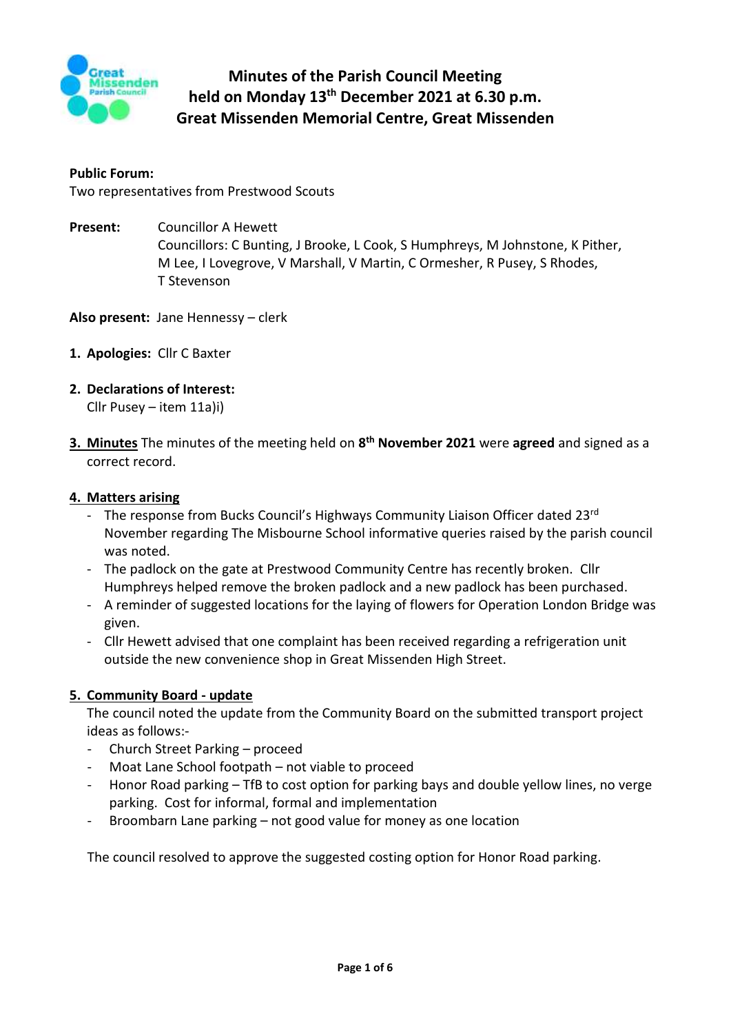# Minutes of the Parish Council Meeting held on Monday 13th December 2021 at 6.30 p.m. Great Missenden Memorial Centre, Great Missenden

**Public Forum:**
Two representatives from Prestwood Scouts

**Present:** Councillor A Hewett
Councillors: C Bunting, J Brooke, L Cook, S Humphreys, M Johnstone, K Pither, M Lee, I Lovegrove, V Marshall, V Martin, C Ormesher, R Pusey, S Rhodes, T Stevenson

**Also present:** Jane Hennessy – clerk

1. **Apologies:** Cllr C Baxter

2. **Declarations of Interest:**
   Cllr Pusey – item 11a)i)

3. **Minutes** The minutes of the meeting held on **8th November 2021** were **agreed** and signed as a correct record.

4. **Matters arising**
   - The response from Bucks Council's Highways Community Liaison Officer dated 23rd November regarding The Misbourne School informative queries raised by the parish council was noted.
   - The padlock on the gate at Prestwood Community Centre has recently broken. Cllr Humphreys helped remove the broken padlock and a new padlock has been purchased.
   - A reminder of suggested locations for the laying of flowers for Operation London Bridge was given.
   - Cllr Hewett advised that one complaint has been received regarding a refrigeration unit outside the new convenience shop in Great Missenden High Street.

5. **Community Board - update**
   The council noted the update from the Community Board on the submitted transport project ideas as follows:-
   - Church Street Parking – proceed
   - Moat Lane School footpath – not viable to proceed
   - Honor Road parking – TfB to cost option for parking bays and double yellow lines, no verge parking. Cost for informal, formal and implementation
   - Broombarn Lane parking – not good value for money as one location

   The council resolved to approve the suggested costing option for Honor Road parking.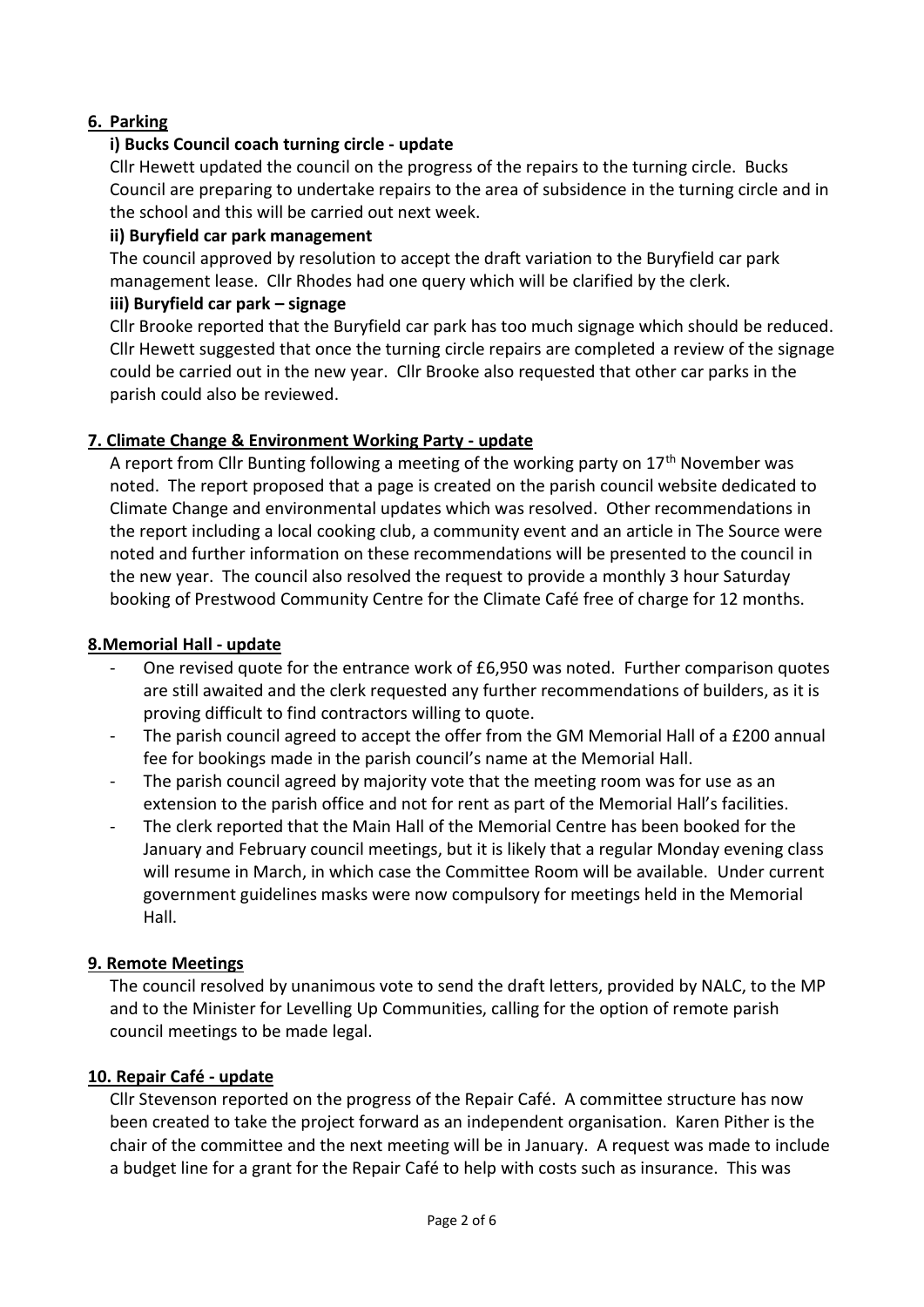## 6. Parking

### i) Bucks Council coach turning circle - update

Cllr Hewett updated the council on the progress of the repairs to the turning circle. Bucks Council are preparing to undertake repairs to the area of subsidence in the turning circle and in the school and this will be carried out next week.

### ii) Buryfield car park management

The council approved by resolution to accept the draft variation to the Buryfield car park management lease. Cllr Rhodes had one query which will be clarified by the clerk.

### iii) Buryfield car park – signage

Cllr Brooke reported that the Buryfield car park has too much signage which should be reduced. Cllr Hewett suggested that once the turning circle repairs are completed a review of the signage could be carried out in the new year. Cllr Brooke also requested that other car parks in the parish could also be reviewed.

## 7. Climate Change & Environment Working Party - update

A report from Cllr Bunting following a meeting of the working party on 17th November was noted. The report proposed that a page is created on the parish council website dedicated to Climate Change and environmental updates which was resolved. Other recommendations in the report including a local cooking club, a community event and an article in The Source were noted and further information on these recommendations will be presented to the council in the new year. The council also resolved the request to provide a monthly 3 hour Saturday booking of Prestwood Community Centre for the Climate Café free of charge for 12 months.

## 8.Memorial Hall - update

- One revised quote for the entrance work of £6,950 was noted. Further comparison quotes are still awaited and the clerk requested any further recommendations of builders, as it is proving difficult to find contractors willing to quote.
- The parish council agreed to accept the offer from the GM Memorial Hall of a £200 annual fee for bookings made in the parish council's name at the Memorial Hall.
- The parish council agreed by majority vote that the meeting room was for use as an extension to the parish office and not for rent as part of the Memorial Hall's facilities.
- The clerk reported that the Main Hall of the Memorial Centre has been booked for the January and February council meetings, but it is likely that a regular Monday evening class will resume in March, in which case the Committee Room will be available. Under current government guidelines masks were now compulsory for meetings held in the Memorial Hall.

## 9. Remote Meetings

The council resolved by unanimous vote to send the draft letters, provided by NALC, to the MP and to the Minister for Levelling Up Communities, calling for the option of remote parish council meetings to be made legal.

## 10. Repair Café - update

Cllr Stevenson reported on the progress of the Repair Café. A committee structure has now been created to take the project forward as an independent organisation. Karen Pither is the chair of the committee and the next meeting will be in January. A request was made to include a budget line for a grant for the Repair Café to help with costs such as insurance. This was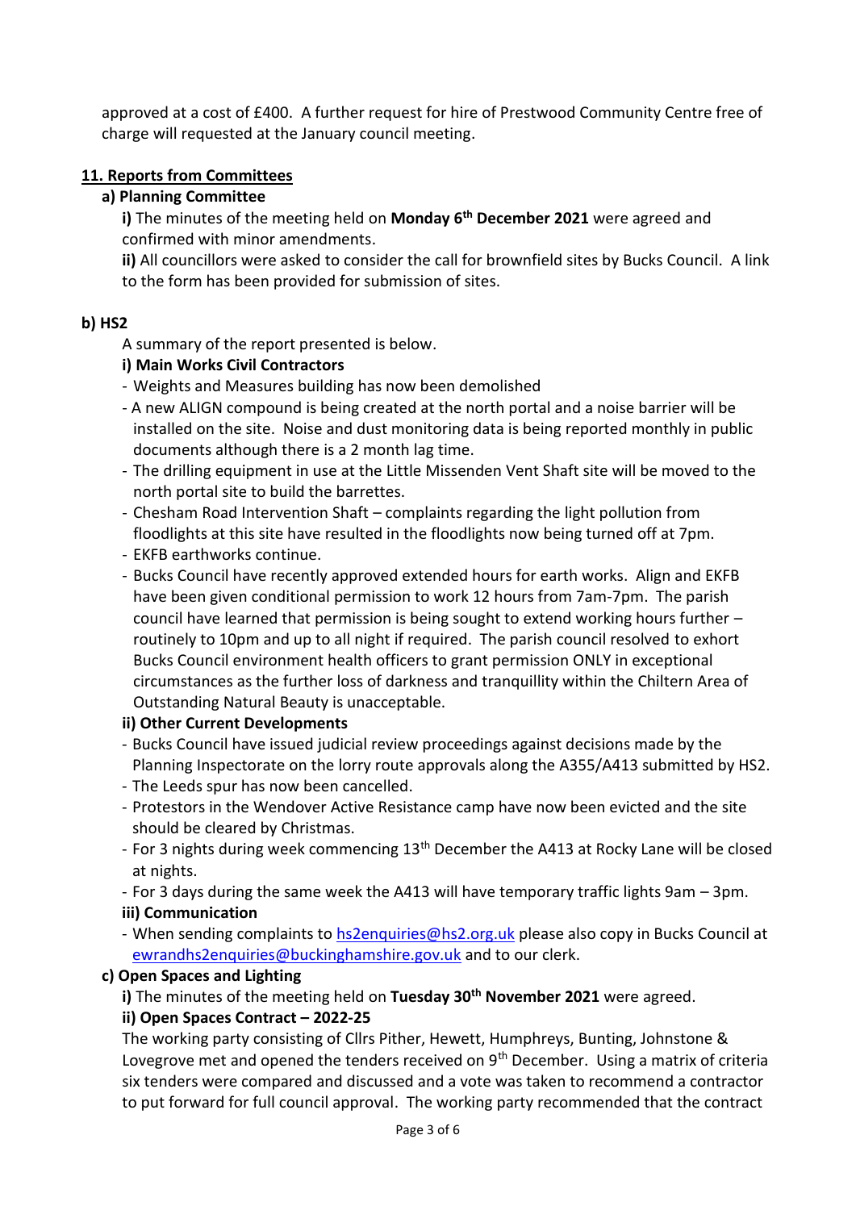approved at a cost of £400. A further request for hire of Prestwood Community Centre free of charge will requested at the January council meeting.

## 11. Reports from Committees

### a) Planning Committee

**i)** The minutes of the meeting held on **Monday 6th December 2021** were agreed and confirmed with minor amendments.

**ii)** All councillors were asked to consider the call for brownfield sites by Bucks Council. A link to the form has been provided for submission of sites.

### b) HS2

A summary of the report presented is below.

**i) Main Works Civil Contractors**

- Weights and Measures building has now been demolished
- A new ALIGN compound is being created at the north portal and a noise barrier will be installed on the site. Noise and dust monitoring data is being reported monthly in public documents although there is a 2 month lag time.
- The drilling equipment in use at the Little Missenden Vent Shaft site will be moved to the north portal site to build the barrettes.
- Chesham Road Intervention Shaft – complaints regarding the light pollution from floodlights at this site have resulted in the floodlights now being turned off at 7pm.
- EKFB earthworks continue.
- Bucks Council have recently approved extended hours for earth works. Align and EKFB have been given conditional permission to work 12 hours from 7am-7pm. The parish council have learned that permission is being sought to extend working hours further – routinely to 10pm and up to all night if required. The parish council resolved to exhort Bucks Council environment health officers to grant permission ONLY in exceptional circumstances as the further loss of darkness and tranquillity within the Chiltern Area of Outstanding Natural Beauty is unacceptable.

**ii) Other Current Developments**

- Bucks Council have issued judicial review proceedings against decisions made by the Planning Inspectorate on the lorry route approvals along the A355/A413 submitted by HS2.
- The Leeds spur has now been cancelled.
- Protestors in the Wendover Active Resistance camp have now been evicted and the site should be cleared by Christmas.
- For 3 nights during week commencing 13th December the A413 at Rocky Lane will be closed at nights.
- For 3 days during the same week the A413 will have temporary traffic lights 9am – 3pm.

**iii) Communication**

- When sending complaints to hs2enquiries@hs2.org.uk please also copy in Bucks Council at ewrandhs2enquiries@buckinghamshire.gov.uk and to our clerk.

### c) Open Spaces and Lighting

**i)** The minutes of the meeting held on **Tuesday 30th November 2021** were agreed.

**ii) Open Spaces Contract – 2022-25**

The working party consisting of Cllrs Pither, Hewett, Humphreys, Bunting, Johnstone & Lovegrove met and opened the tenders received on 9th December. Using a matrix of criteria six tenders were compared and discussed and a vote was taken to recommend a contractor to put forward for full council approval. The working party recommended that the contract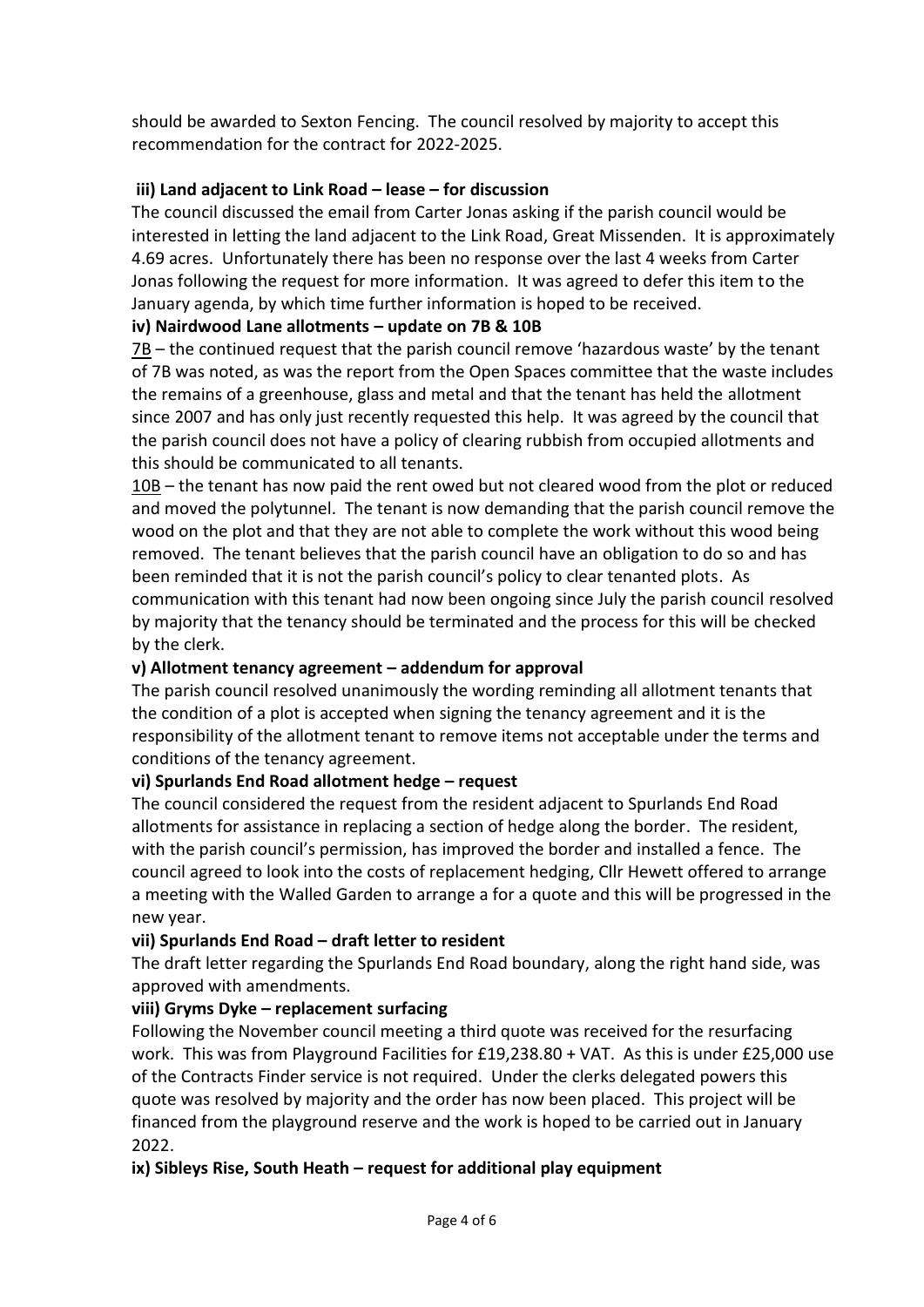should be awarded to Sexton Fencing. The council resolved by majority to accept this recommendation for the contract for 2022-2025.

**iii) Land adjacent to Link Road – lease – for discussion**

The council discussed the email from Carter Jonas asking if the parish council would be interested in letting the land adjacent to the Link Road, Great Missenden. It is approximately 4.69 acres. Unfortunately there has been no response over the last 4 weeks from Carter Jonas following the request for more information. It was agreed to defer this item to the January agenda, by which time further information is hoped to be received.

**iv) Nairdwood Lane allotments – update on 7B & 10B**

7B – the continued request that the parish council remove 'hazardous waste' by the tenant of 7B was noted, as was the report from the Open Spaces committee that the waste includes the remains of a greenhouse, glass and metal and that the tenant has held the allotment since 2007 and has only just recently requested this help. It was agreed by the council that the parish council does not have a policy of clearing rubbish from occupied allotments and this should be communicated to all tenants.

10B – the tenant has now paid the rent owed but not cleared wood from the plot or reduced and moved the polytunnel. The tenant is now demanding that the parish council remove the wood on the plot and that they are not able to complete the work without this wood being removed. The tenant believes that the parish council have an obligation to do so and has been reminded that it is not the parish council's policy to clear tenanted plots. As communication with this tenant had now been ongoing since July the parish council resolved by majority that the tenancy should be terminated and the process for this will be checked by the clerk.

**v) Allotment tenancy agreement – addendum for approval**

The parish council resolved unanimously the wording reminding all allotment tenants that the condition of a plot is accepted when signing the tenancy agreement and it is the responsibility of the allotment tenant to remove items not acceptable under the terms and conditions of the tenancy agreement.

**vi) Spurlands End Road allotment hedge – request**

The council considered the request from the resident adjacent to Spurlands End Road allotments for assistance in replacing a section of hedge along the border. The resident, with the parish council's permission, has improved the border and installed a fence. The council agreed to look into the costs of replacement hedging, Cllr Hewett offered to arrange a meeting with the Walled Garden to arrange a for a quote and this will be progressed in the new year.

**vii) Spurlands End Road – draft letter to resident**

The draft letter regarding the Spurlands End Road boundary, along the right hand side, was approved with amendments.

**viii) Gryms Dyke – replacement surfacing**

Following the November council meeting a third quote was received for the resurfacing work. This was from Playground Facilities for £19,238.80 + VAT. As this is under £25,000 use of the Contracts Finder service is not required. Under the clerks delegated powers this quote was resolved by majority and the order has now been placed. This project will be financed from the playground reserve and the work is hoped to be carried out in January 2022.

**ix) Sibleys Rise, South Heath – request for additional play equipment**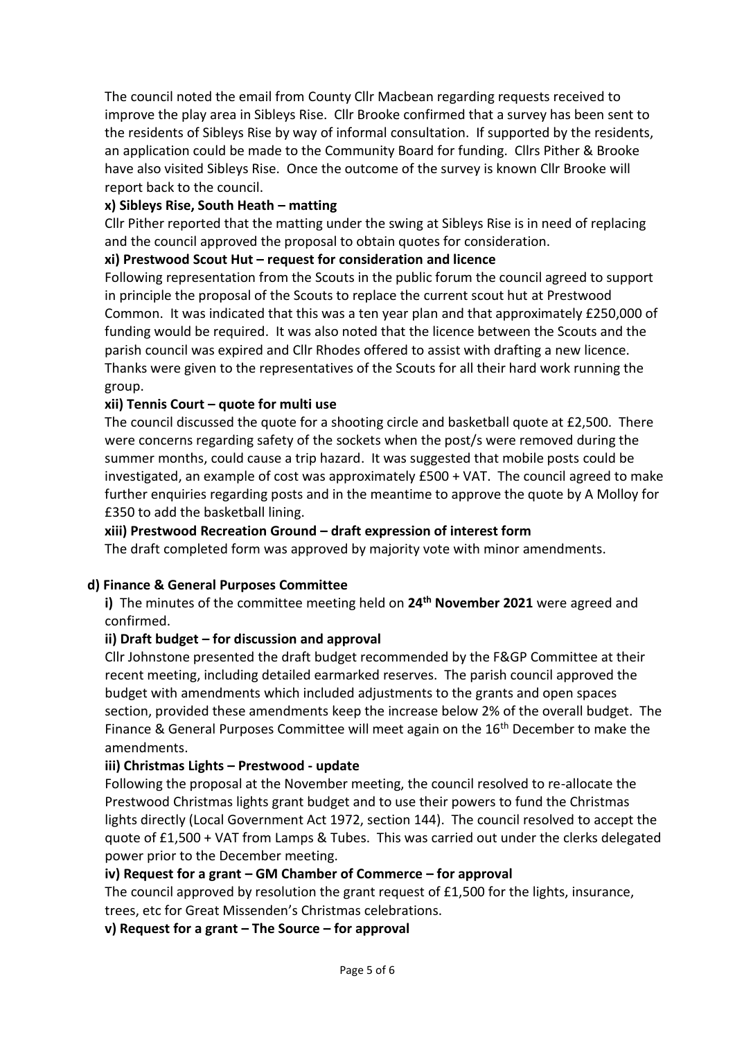The council noted the email from County Cllr Macbean regarding requests received to improve the play area in Sibleys Rise. Cllr Brooke confirmed that a survey has been sent to the residents of Sibleys Rise by way of informal consultation. If supported by the residents, an application could be made to the Community Board for funding. Cllrs Pither & Brooke have also visited Sibleys Rise. Once the outcome of the survey is known Cllr Brooke will report back to the council.

**x) Sibleys Rise, South Heath – matting**

Cllr Pither reported that the matting under the swing at Sibleys Rise is in need of replacing and the council approved the proposal to obtain quotes for consideration.

**xi) Prestwood Scout Hut – request for consideration and licence**

Following representation from the Scouts in the public forum the council agreed to support in principle the proposal of the Scouts to replace the current scout hut at Prestwood Common. It was indicated that this was a ten year plan and that approximately £250,000 of funding would be required. It was also noted that the licence between the Scouts and the parish council was expired and Cllr Rhodes offered to assist with drafting a new licence. Thanks were given to the representatives of the Scouts for all their hard work running the group.

**xii) Tennis Court – quote for multi use**

The council discussed the quote for a shooting circle and basketball quote at £2,500. There were concerns regarding safety of the sockets when the post/s were removed during the summer months, could cause a trip hazard. It was suggested that mobile posts could be investigated, an example of cost was approximately £500 + VAT. The council agreed to make further enquiries regarding posts and in the meantime to approve the quote by A Molloy for £350 to add the basketball lining.

**xiii) Prestwood Recreation Ground – draft expression of interest form**

The draft completed form was approved by majority vote with minor amendments.

**d) Finance & General Purposes Committee**

**i)** The minutes of the committee meeting held on **24th November 2021** were agreed and confirmed.

**ii) Draft budget – for discussion and approval**

Cllr Johnstone presented the draft budget recommended by the F&GP Committee at their recent meeting, including detailed earmarked reserves. The parish council approved the budget with amendments which included adjustments to the grants and open spaces section, provided these amendments keep the increase below 2% of the overall budget. The Finance & General Purposes Committee will meet again on the 16th December to make the amendments.

**iii) Christmas Lights – Prestwood - update**

Following the proposal at the November meeting, the council resolved to re-allocate the Prestwood Christmas lights grant budget and to use their powers to fund the Christmas lights directly (Local Government Act 1972, section 144). The council resolved to accept the quote of £1,500 + VAT from Lamps & Tubes. This was carried out under the clerks delegated power prior to the December meeting.

**iv) Request for a grant – GM Chamber of Commerce – for approval**

The council approved by resolution the grant request of £1,500 for the lights, insurance, trees, etc for Great Missenden's Christmas celebrations.

**v) Request for a grant – The Source – for approval**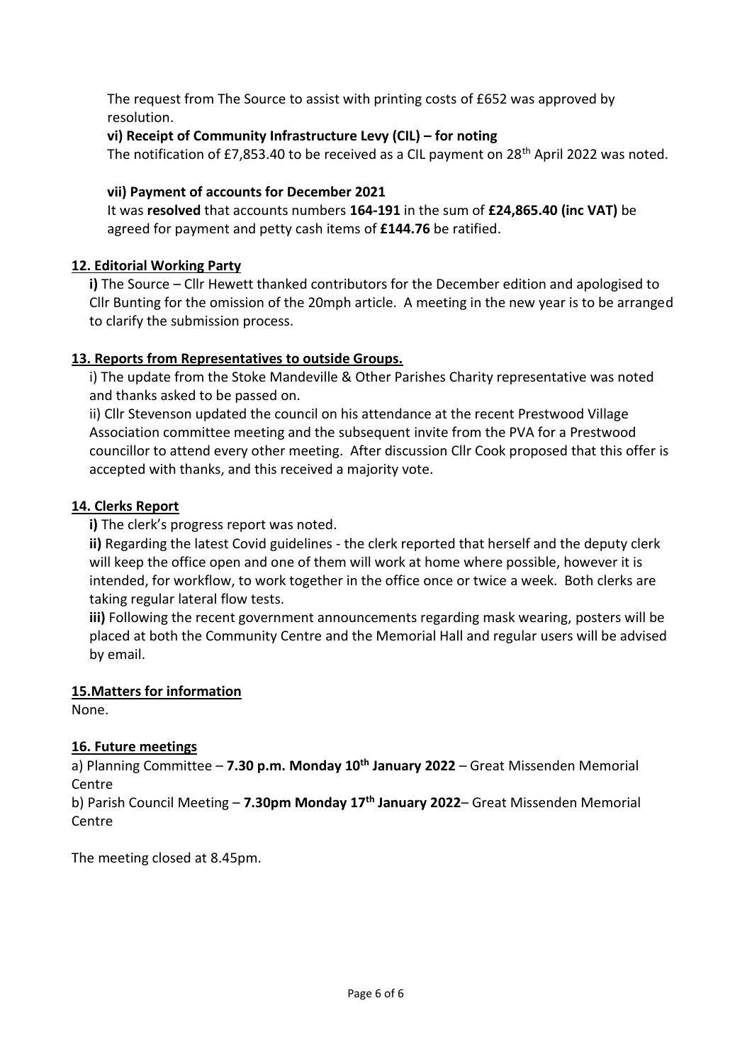The request from The Source to assist with printing costs of £652 was approved by resolution.

**vi) Receipt of Community Infrastructure Levy (CIL) – for noting**

The notification of £7,853.40 to be received as a CIL payment on 28th April 2022 was noted.

**vii) Payment of accounts for December 2021**

It was **resolved** that accounts numbers **164-191** in the sum of **£24,865.40 (inc VAT)** be agreed for payment and petty cash items of **£144.76** be ratified.

## 12. Editorial Working Party

**i)** The Source – Cllr Hewett thanked contributors for the December edition and apologised to Cllr Bunting for the omission of the 20mph article. A meeting in the new year is to be arranged to clarify the submission process.

## 13. Reports from Representatives to outside Groups.

i) The update from the Stoke Mandeville & Other Parishes Charity representative was noted and thanks asked to be passed on.

ii) Cllr Stevenson updated the council on his attendance at the recent Prestwood Village Association committee meeting and the subsequent invite from the PVA for a Prestwood councillor to attend every other meeting. After discussion Cllr Cook proposed that this offer is accepted with thanks, and this received a majority vote.

## 14. Clerks Report

**i)** The clerk's progress report was noted.

**ii)** Regarding the latest Covid guidelines - the clerk reported that herself and the deputy clerk will keep the office open and one of them will work at home where possible, however it is intended, for workflow, to work together in the office once or twice a week. Both clerks are taking regular lateral flow tests.

**iii)** Following the recent government announcements regarding mask wearing, posters will be placed at both the Community Centre and the Memorial Hall and regular users will be advised by email.

## 15.Matters for information

None.

## 16. Future meetings

a) Planning Committee – **7.30 p.m. Monday 10th January 2022** – Great Missenden Memorial Centre

b) Parish Council Meeting – **7.30pm Monday 17th January 2022**– Great Missenden Memorial Centre

The meeting closed at 8.45pm.